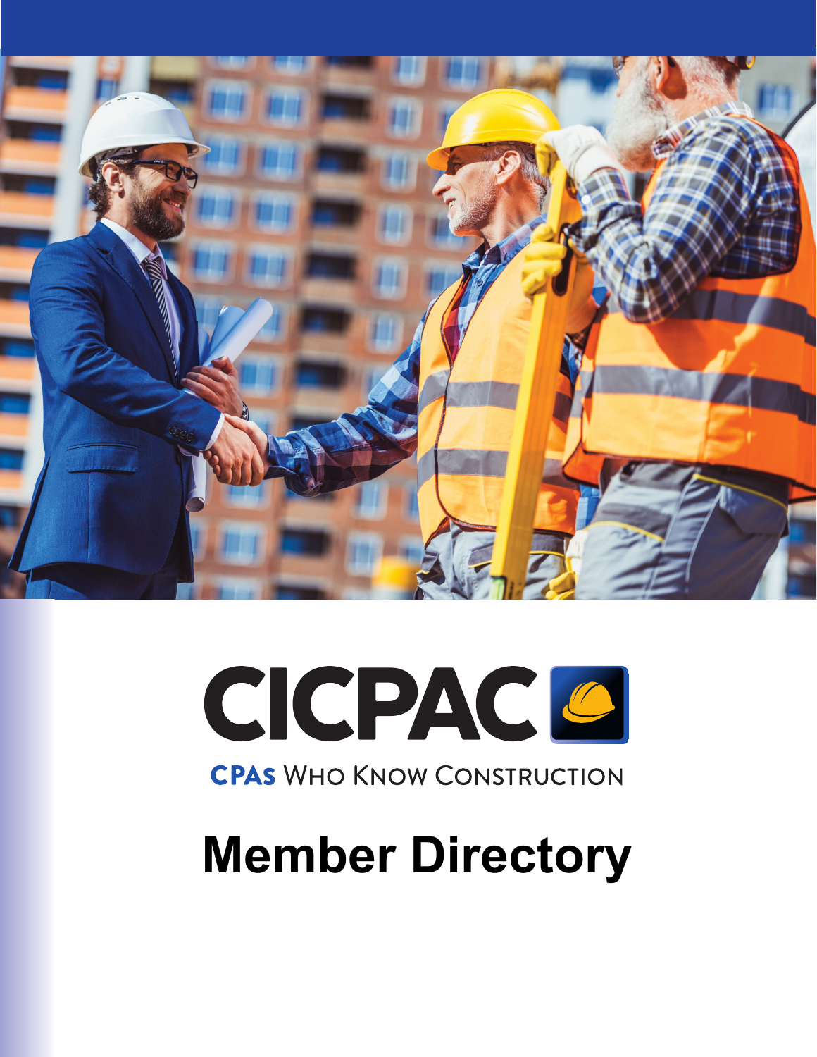# CICPAC

**CPAs** WHO KNOW CONSTRUCTION

# Member Directory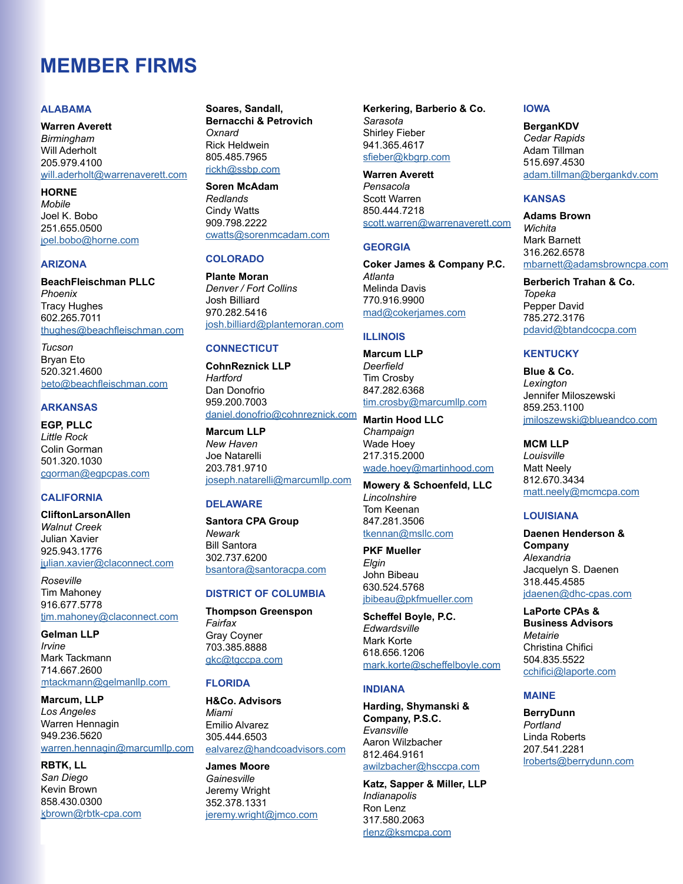# MEMBER FIRMS

## ALABAMA

**Warren Averett**
*Birmingham*
Will Aderholt
205.979.4100
will.aderholt@warrenaverett.com

**HORNE**
*Mobile*
Joel K. Bobo
251.655.0500
joel.bobo@horne.com

## ARIZONA

**BeachFleischman PLLC**
*Phoenix*
Tracy Hughes
602.265.7011
thughes@beachfleischman.com

*Tucson*
Bryan Eto
520.321.4600
beto@beachfleischman.com

## ARKANSAS

**EGP, PLLC**
*Little Rock*
Colin Gorman
501.320.1030
cgorman@egpcpas.com

## CALIFORNIA

**CliftonLarsonAllen**
*Walnut Creek*
Julian Xavier
925.943.1776
julian.xavier@claconnect.com

*Roseville*
Tim Mahoney
916.677.5778
tim.mahoney@claconnect.com

**Gelman LLP**
*Irvine*
Mark Tackmann
714.667.2600
mtackmann@gelmanllp.com

**Marcum, LLP**
*Los Angeles*
Warren Hennagin
949.236.5620
warren.hennagin@marcumllp.com

**RBTK, LL**
*San Diego*
Kevin Brown
858.430.0300
kbrown@rbtk-cpa.com

**Soares, Sandall, Bernacchi & Petrovich**
*Oxnard*
Rick Heldwein
805.485.7965
rickh@ssbp.com

**Soren McAdam**
*Redlands*
Cindy Watts
909.798.2222
cwatts@sorenmcadam.com

## COLORADO

**Plante Moran**
*Denver / Fort Collins*
Josh Billiard
970.282.5416
josh.billiard@plantemoran.com

## CONNECTICUT

**CohnReznick LLP**
*Hartford*
Dan Donofrio
959.200.7003
daniel.donofrio@cohnreznick.com

**Marcum LLP**
*New Haven*
Joe Natarelli
203.781.9710
joseph.natarelli@marcumllp.com

## DELAWARE

**Santora CPA Group**
*Newark*
Bill Santora
302.737.6200
bsantora@santoracpa.com

## DISTRICT OF COLUMBIA

**Thompson Greenspon**
*Fairfax*
Gray Coyner
703.385.8888
gkc@tgccpa.com

## FLORIDA

**H&Co. Advisors**
*Miami*
Emilio Alvarez
305.444.6503
ealvarez@handcoadvisors.com

**James Moore**
*Gainesville*
Jeremy Wright
352.378.1331
jeremy.wright@jmco.com

**Kerkering, Barberio & Co.**
*Sarasota*
Shirley Fieber
941.365.4617
sfieber@kbgrp.com

**Warren Averett**
*Pensacola*
Scott Warren
850.444.7218
scott.warren@warrenaverett.com

## GEORGIA

**Coker James & Company P.C.**
*Atlanta*
Melinda Davis
770.916.9900
mad@cokerjames.com

## ILLINOIS

**Marcum LLP**
*Deerfield*
Tim Crosby
847.282.6368
tim.crosby@marcumllp.com

**Martin Hood LLC**
*Champaign*
Wade Hoey
217.315.2000
wade.hoey@martinhood.com

**Mowery & Schoenfeld, LLC**
*Lincolnshire*
Tom Keenan
847.281.3506
tkennan@msllc.com

**PKF Mueller**
*Elgin*
John Bibeau
630.524.5768
jbibeau@pkfmueller.com

**Scheffel Boyle, P.C.**
*Edwardsville*
Mark Korte
618.656.1206
mark.korte@scheffelboyle.com

## INDIANA

**Harding, Shymanski & Company, P.S.C.**
*Evansville*
Aaron Wilzbacher
812.464.9161
awilzbacher@hsccpa.com

**Katz, Sapper & Miller, LLP**
*Indianapolis*
Ron Lenz
317.580.2063
rlenz@ksmcpa.com

## IOWA

**BerganKDV**
*Cedar Rapids*
Adam Tillman
515.697.4530
adam.tillman@bergankdv.com

## KANSAS

**Adams Brown**
*Wichita*
Mark Barnett
316.262.6578
mbarnett@adamsbrowncpa.com

**Berberich Trahan & Co.**
*Topeka*
Pepper David
785.272.3176
pdavid@btandcocpa.com

## KENTUCKY

**Blue & Co.**
*Lexington*
Jennifer Miloszewski
859.253.1100
jmiloszewski@blueandco.com

**MCM LLP**
*Louisville*
Matt Neely
812.670.3434
matt.neely@mcmcpa.com

## LOUISIANA

**Daenen Henderson & Company**
*Alexandria*
Jacquelyn S. Daenen
318.445.4585
jdaenen@dhc-cpas.com

**LaPorte CPAs & Business Advisors**
*Metairie*
Christina Chifici
504.835.5522
cchifici@laporte.com

## MAINE

**BerryDunn**
*Portland*
Linda Roberts
207.541.2281
lroberts@berrydunn.com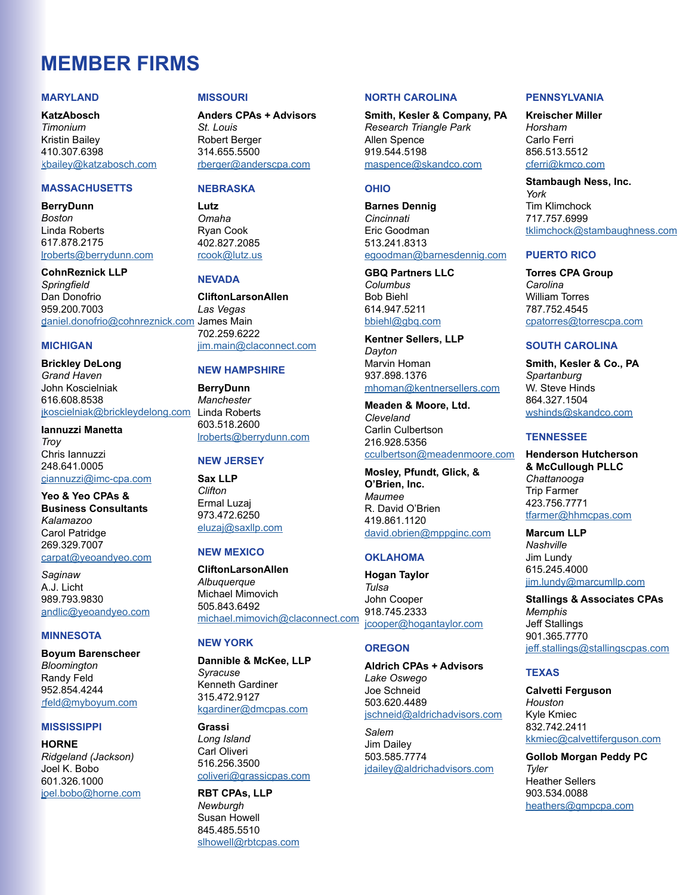# MEMBER FIRMS

## MARYLAND

**KatzAbosch**
*Timonium*
Kristin Bailey
410.307.6398
kbailey@katzabosch.com

## MASSACHUSETTS

**BerryDunn**
*Boston*
Linda Roberts
617.878.2175
lroberts@berrydunn.com

**CohnReznick LLP**
*Springfield*
Dan Donofrio
959.200.7003
daniel.donofrio@cohnreznick.com

## MICHIGAN

**Brickley DeLong**
*Grand Haven*
John Koscielniak
616.608.8538
jkoscielniak@brickleydelong.com

**Iannuzzi Manetta**
*Troy*
Chris Iannuzzi
248.641.0005
ciannuzzi@imc-cpa.com

**Yeo & Yeo CPAs & Business Consultants**
*Kalamazoo*
Carol Patridge
269.329.7007
carpat@yeoandyeo.com

*Saginaw*
A.J. Licht
989.793.9830
andlic@yeoandyeo.com

## MINNESOTA

**Boyum Barenscheer**
*Bloomington*
Randy Feld
952.854.4244
rfeld@myboyum.com

## MISSISSIPPI

**HORNE**
*Ridgeland (Jackson)*
Joel K. Bobo
601.326.1000
joel.bobo@horne.com

## MISSOURI

**Anders CPAs + Advisors**
*St. Louis*
Robert Berger
314.655.5500
rberger@anderscpa.com

## NEBRASKA

**Lutz**
*Omaha*
Ryan Cook
402.827.2085
rcook@lutz.us

## NEVADA

**CliftonLarsonAllen**
*Las Vegas*
James Main
702.259.6222
jim.main@claconnect.com

## NEW HAMPSHIRE

**BerryDunn**
*Manchester*
Linda Roberts
603.518.2600
lroberts@berrydunn.com

## NEW JERSEY

**Sax LLP**
*Clifton*
Ermal Luzaj
973.472.6250
eluzaj@saxllp.com

## NEW MEXICO

**CliftonLarsonAllen**
*Albuquerque*
Michael Mimovich
505.843.6492
michael.mimovich@claconnect.com

## NEW YORK

**Dannible & McKee, LLP**
*Syracuse*
Kenneth Gardiner
315.472.9127
kgardiner@dmcpas.com

**Grassi**
*Long Island*
Carl Oliveri
516.256.3500
coliveri@grassicpas.com

**RBT CPAs, LLP**
*Newburgh*
Susan Howell
845.485.5510
slhowell@rbtcpas.com

## NORTH CAROLINA

**Smith, Kesler & Company, PA**
*Research Triangle Park*
Allen Spence
919.544.5198
maspence@skandco.com

## OHIO

**Barnes Dennig**
*Cincinnati*
Eric Goodman
513.241.8313
egoodman@barnesdennig.com

**GBQ Partners LLC**
*Columbus*
Bob Biehl
614.947.5211
bbiehl@gbq.com

**Kentner Sellers, LLP**
*Dayton*
Marvin Homan
937.898.1376
mhoman@kentnersellers.com

**Meaden & Moore, Ltd.**
*Cleveland*
Carlin Culbertson
216.928.5356
cculbertson@meadenmoore.com

**Mosley, Pfundt, Glick, & O'Brien, Inc.**
*Maumee*
R. David O'Brien
419.861.1120
david.obrien@mppginc.com

## OKLAHOMA

**Hogan Taylor**
*Tulsa*
John Cooper
918.745.2333
jcooper@hogantaylor.com

## OREGON

**Aldrich CPAs + Advisors**
*Lake Oswego*
Joe Schneid
503.620.4489
jschneid@aldrichadvisors.com

*Salem*
Jim Dailey
503.585.7774
jdailey@aldrichadvisors.com

## PENNSYLVANIA

**Kreischer Miller**
*Horsham*
Carlo Ferri
856.513.5512
cferri@kmco.com

**Stambaugh Ness, Inc.**
*York*
Tim Klimchock
717.757.6999
tklimchock@stambaughness.com

## PUERTO RICO

**Torres CPA Group**
*Carolina*
William Torres
787.752.4545
cpatorres@torrescpa.com

## SOUTH CAROLINA

**Smith, Kesler & Co., PA**
*Spartanburg*
W. Steve Hinds
864.327.1504
wshinds@skandco.com

## TENNESSEE

**Henderson Hutcherson & McCullough PLLC**
*Chattanooga*
Trip Farmer
423.756.7771
tfarmer@hhmcpas.com

**Marcum LLP**
*Nashville*
Jim Lundy
615.245.4000
jim.lundy@marcumllp.com

**Stallings & Associates CPAs**
*Memphis*
Jeff Stallings
901.365.7770
jeff.stallings@stallingscpas.com

## TEXAS

**Calvetti Ferguson**
*Houston*
Kyle Kmiec
832.742.2411
kkmiec@calvettiferguson.com

**Gollob Morgan Peddy PC**
*Tyler*
Heather Sellers
903.534.0088
heathers@gmpcpa.com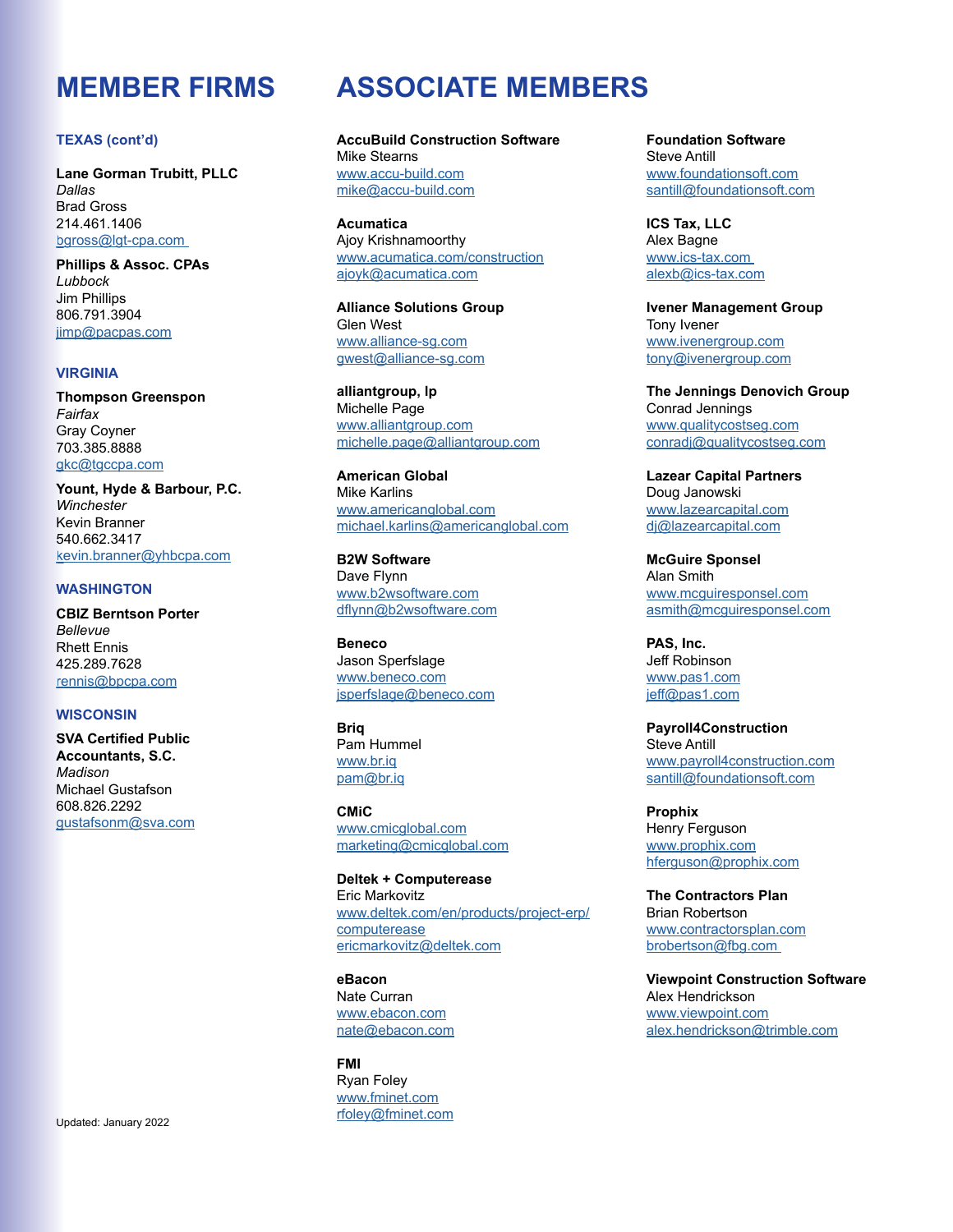# MEMBER FIRMS

### TEXAS (cont'd)

**Lane Gorman Trubitt, PLLC**
*Dallas*
Brad Gross
214.461.1406
bgross@lgt-cpa.com

**Phillips & Assoc. CPAs**
*Lubbock*
Jim Phillips
806.791.3904
jimp@pacpas.com

### VIRGINIA

**Thompson Greenspon**
*Fairfax*
Gray Coyner
703.385.8888
gkc@tgccpa.com

**Yount, Hyde & Barbour, P.C.**
*Winchester*
Kevin Branner
540.662.3417
kevin.branner@yhbcpa.com

### WASHINGTON

**CBIZ Berntson Porter**
*Bellevue*
Rhett Ennis
425.289.7628
rennis@bpcpa.com

### WISCONSIN

**SVA Certified Public Accountants, S.C.**
*Madison*
Michael Gustafson
608.826.2292
gustafsonm@sva.com

Updated: January 2022

# ASSOCIATE MEMBERS

**AccuBuild Construction Software**
Mike Stearns
www.accu-build.com
mike@accu-build.com

**Acumatica**
Ajoy Krishnamoorthy
www.acumatica.com/construction
ajoyk@acumatica.com

**Alliance Solutions Group**
Glen West
www.alliance-sg.com
gwest@alliance-sg.com

**alliantgroup, lp**
Michelle Page
www.alliantgroup.com
michelle.page@alliantgroup.com

**American Global**
Mike Karlins
www.americanglobal.com
michael.karlins@americanglobal.com

**B2W Software**
Dave Flynn
www.b2wsoftware.com
dflynn@b2wsoftware.com

**Beneco**
Jason Sperfslage
www.beneco.com
jsperfslage@beneco.com

**Briq**
Pam Hummel
www.br.iq
pam@br.iq

**CMiC**
www.cmicglobal.com
marketing@cmicglobal.com

**Deltek + Computerease**
Eric Markovitz
www.deltek.com/en/products/project-erp/computerease
ericmarkovitz@deltek.com

**eBacon**
Nate Curran
www.ebacon.com
nate@ebacon.com

**FMI**
Ryan Foley
www.fminet.com
rfoley@fminet.com

**Foundation Software**
Steve Antill
www.foundationsoft.com
santill@foundationsoft.com

**ICS Tax, LLC**
Alex Bagne
www.ics-tax.com
alexb@ics-tax.com

**Ivener Management Group**
Tony Ivener
www.ivenergroup.com
tony@ivenergroup.com

**The Jennings Denovich Group**
Conrad Jennings
www.qualitycostseg.com
conradj@qualitycostseg.com

**Lazear Capital Partners**
Doug Janowski
www.lazearcapital.com
dj@lazearcapital.com

**McGuire Sponsel**
Alan Smith
www.mcguiresponsel.com
asmith@mcguiresponsel.com

**PAS, Inc.**
Jeff Robinson
www.pas1.com
jeff@pas1.com

**Payroll4Construction**
Steve Antill
www.payroll4construction.com
santill@foundationsoft.com

**Prophix**
Henry Ferguson
www.prophix.com
hferguson@prophix.com

**The Contractors Plan**
Brian Robertson
www.contractorsplan.com
brobertson@fbg.com

**Viewpoint Construction Software**
Alex Hendrickson
www.viewpoint.com
alex.hendrickson@trimble.com